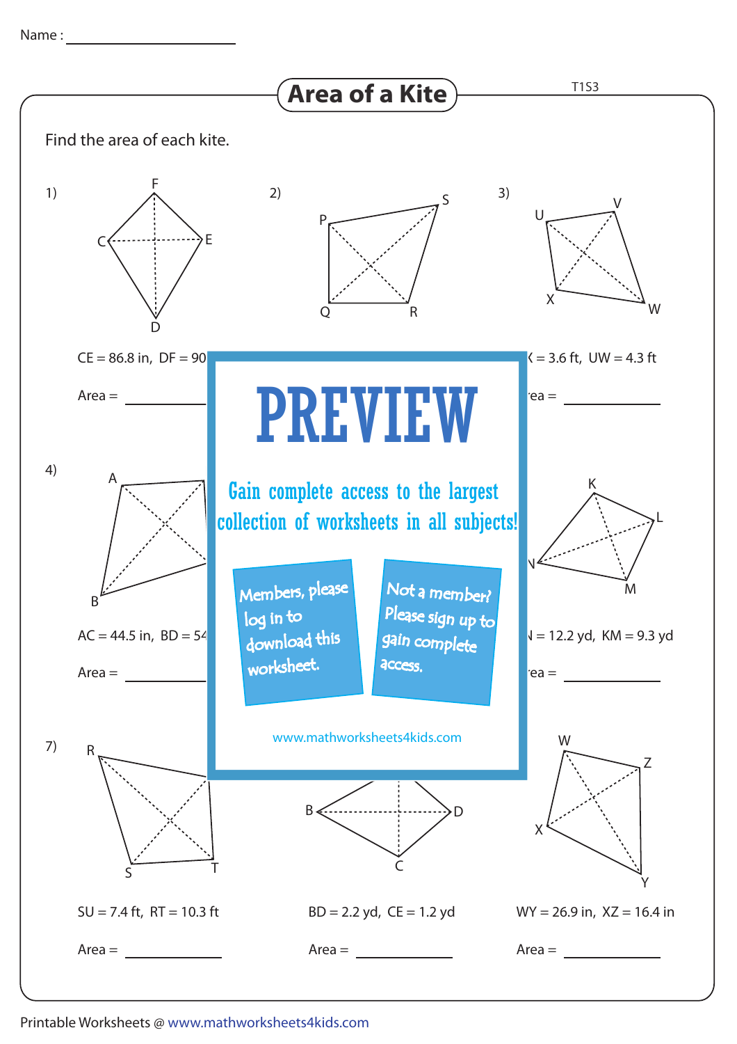Name : ____________________

# Area of a Kite

T1S3

Find the area of each kite.

1)

CE = 86.8 in, DF = 90

Area = __________

2)

3)

X = 3.6 ft, UW = 4.3 ft

Area = __________

PREVIEW

Gain complete access to the largest collection of worksheets in all subjects!

Members, please log in to download this worksheet.

Not a member? Please sign up to gain complete access.

www.mathworksheets4kids.com

4)

AC = 44.5 in, BD = 54

Area = __________

6)

N = 12.2 yd, KM = 9.3 yd

Area = __________

7)

SU = 7.4 ft, RT = 10.3 ft

Area = __________

8)

BD = 2.2 yd, CE = 1.2 yd

Area = __________

9)

WY = 26.9 in, XZ = 16.4 in

Area = __________

Printable Worksheets @ www.mathworksheets4kids.com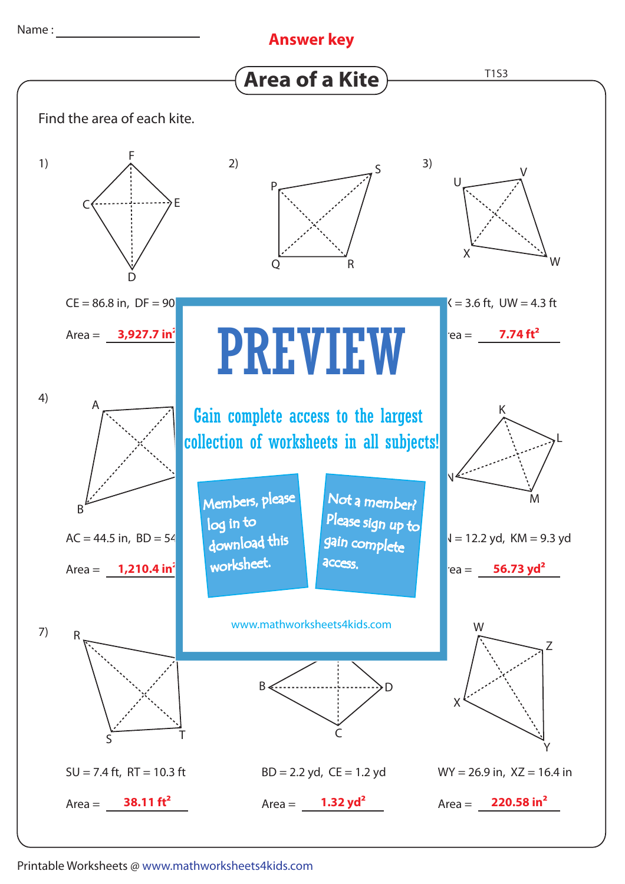Name :

**Answer key**

# Area of a Kite

T1S3

Find the area of each kite.

1)

CE = 86.8 in, DF = 90

Area = **3,927.7 in²**

2)

3)

X = 3.6 ft, UW = 4.3 ft

Area = **7.74 ft²**

4)

AC = 44.5 in, BD = 54

Area = **1,210.4 in²**

PREVIEW

Gain complete access to the largest collection of worksheets in all subjects!

Members, please log in to download this worksheet.

Not a member? Please sign up to gain complete access.

www.mathworksheets4kids.com

N = 12.2 yd, KM = 9.3 yd

Area = **56.73 yd²**

7)

SU = 7.4 ft, RT = 10.3 ft

Area = **38.11 ft²**

BD = 2.2 yd, CE = 1.2 yd

Area = **1.32 yd²**

WY = 26.9 in, XZ = 16.4 in

Area = **220.58 in²**

Printable Worksheets @ www.mathworksheets4kids.com